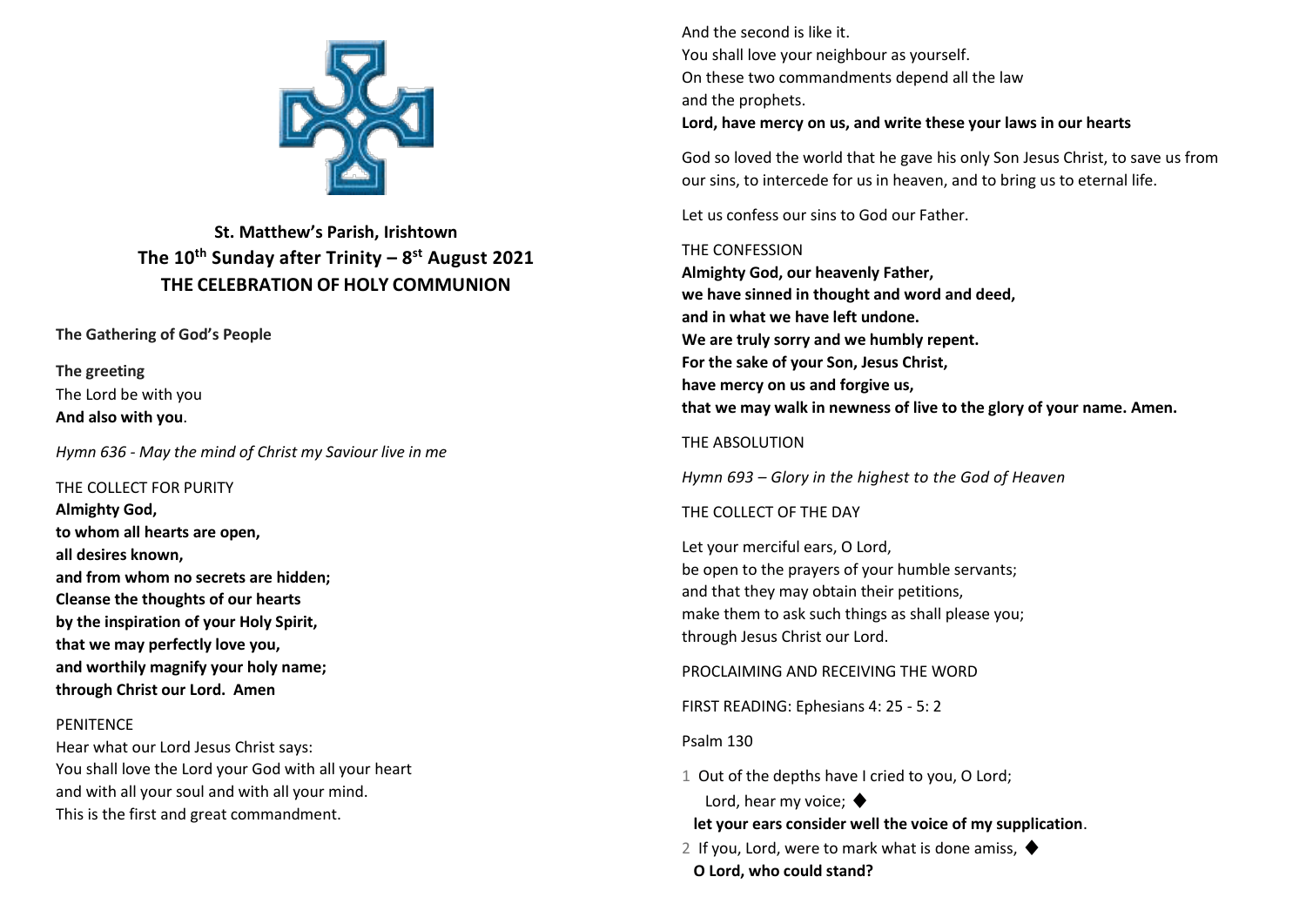# St. Matthew's Parish, Irishtown
## The 10th Sunday after Trinity – 8st August 2021
## THE CELEBRATION OF HOLY COMMUNION

**The Gathering of God's People**

**The greeting**
The Lord be with you
**And also with you**.

*Hymn 636 - May the mind of Christ my Saviour live in me*

THE COLLECT FOR PURITY
**Almighty God,**
**to whom all hearts are open,**
**all desires known,**
**and from whom no secrets are hidden;**
**Cleanse the thoughts of our hearts**
**by the inspiration of your Holy Spirit,**
**that we may perfectly love you,**
**and worthily magnify your holy name;**
**through Christ our Lord. Amen**

PENITENCE
Hear what our Lord Jesus Christ says:
You shall love the Lord your God with all your heart
and with all your soul and with all your mind.
This is the first and great commandment.
And the second is like it.
You shall love your neighbour as yourself.
On these two commandments depend all the law
and the prophets.
**Lord, have mercy on us, and write these your laws in our hearts**

God so loved the world that he gave his only Son Jesus Christ, to save us from our sins, to intercede for us in heaven, and to bring us to eternal life.

Let us confess our sins to God our Father.

THE CONFESSION
**Almighty God, our heavenly Father,**
**we have sinned in thought and word and deed,**
**and in what we have left undone.**
**We are truly sorry and we humbly repent.**
**For the sake of your Son, Jesus Christ,**
**have mercy on us and forgive us,**
**that we may walk in newness of live to the glory of your name. Amen.**

THE ABSOLUTION

*Hymn 693 – Glory in the highest to the God of Heaven*

THE COLLECT OF THE DAY

Let your merciful ears, O Lord,
be open to the prayers of your humble servants;
and that they may obtain their petitions,
make them to ask such things as shall please you;
through Jesus Christ our Lord.

PROCLAIMING AND RECEIVING THE WORD

FIRST READING: Ephesians 4: 25 - 5: 2

Psalm 130

1 Out of the depths have I cried to you, O Lord;
Lord, hear my voice; ◆
**let your ears consider well the voice of my supplication**.

2 If you, Lord, were to mark what is done amiss, ◆
**O Lord, who could stand?**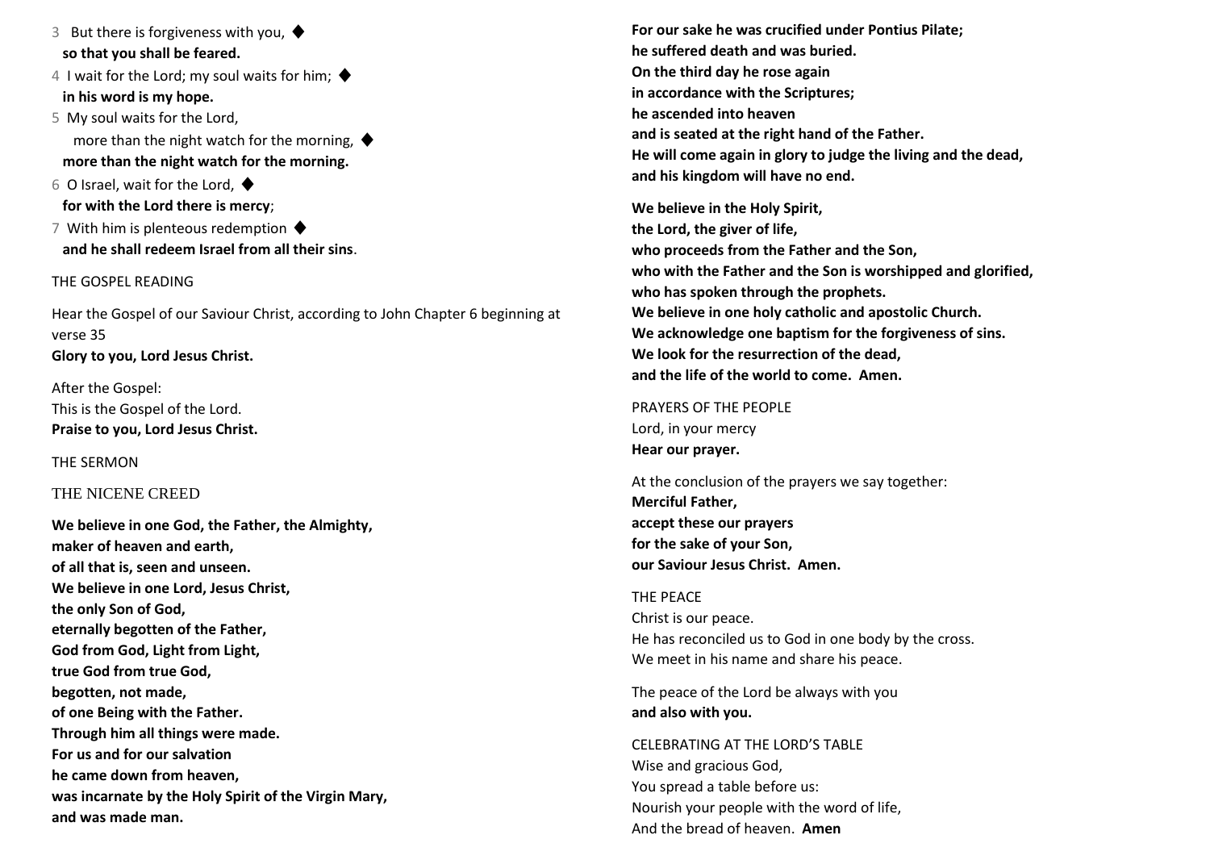3 But there is forgiveness with you, ◆
**so that you shall be feared.**

4 I wait for the Lord; my soul waits for him; ◆
**in his word is my hope.**

5 My soul waits for the Lord,
more than the night watch for the morning, ◆
**more than the night watch for the morning.**

6 O Israel, wait for the Lord, ◆
**for with the Lord there is mercy**;

7 With him is plenteous redemption ◆
**and he shall redeem Israel from all their sins**.

THE GOSPEL READING

Hear the Gospel of our Saviour Christ, according to John Chapter 6 beginning at verse 35
**Glory to you, Lord Jesus Christ.**

After the Gospel:
This is the Gospel of the Lord.
**Praise to you, Lord Jesus Christ.**

THE SERMON

THE NICENE CREED

**We believe in one God, the Father, the Almighty,
maker of heaven and earth,
of all that is, seen and unseen.
We believe in one Lord, Jesus Christ,
the only Son of God,
eternally begotten of the Father,
God from God, Light from Light,
true God from true God,
begotten, not made,
of one Being with the Father.
Through him all things were made.
For us and for our salvation
he came down from heaven,
was incarnate by the Holy Spirit of the Virgin Mary,
and was made man.
For our sake he was crucified under Pontius Pilate;
he suffered death and was buried.
On the third day he rose again
in accordance with the Scriptures;
he ascended into heaven
and is seated at the right hand of the Father.
He will come again in glory to judge the living and the dead,
and his kingdom will have no end.**

**We believe in the Holy Spirit,
the Lord, the giver of life,
who proceeds from the Father and the Son,
who with the Father and the Son is worshipped and glorified,
who has spoken through the prophets.
We believe in one holy catholic and apostolic Church.
We acknowledge one baptism for the forgiveness of sins.
We look for the resurrection of the dead,
and the life of the world to come. Amen.**

PRAYERS OF THE PEOPLE
Lord, in your mercy
**Hear our prayer.**

At the conclusion of the prayers we say together:
**Merciful Father,
accept these our prayers
for the sake of your Son,
our Saviour Jesus Christ. Amen.**

THE PEACE
Christ is our peace.
He has reconciled us to God in one body by the cross.
We meet in his name and share his peace.

The peace of the Lord be always with you
**and also with you.**

CELEBRATING AT THE LORD'S TABLE
Wise and gracious God,
You spread a table before us:
Nourish your people with the word of life,
And the bread of heaven. **Amen**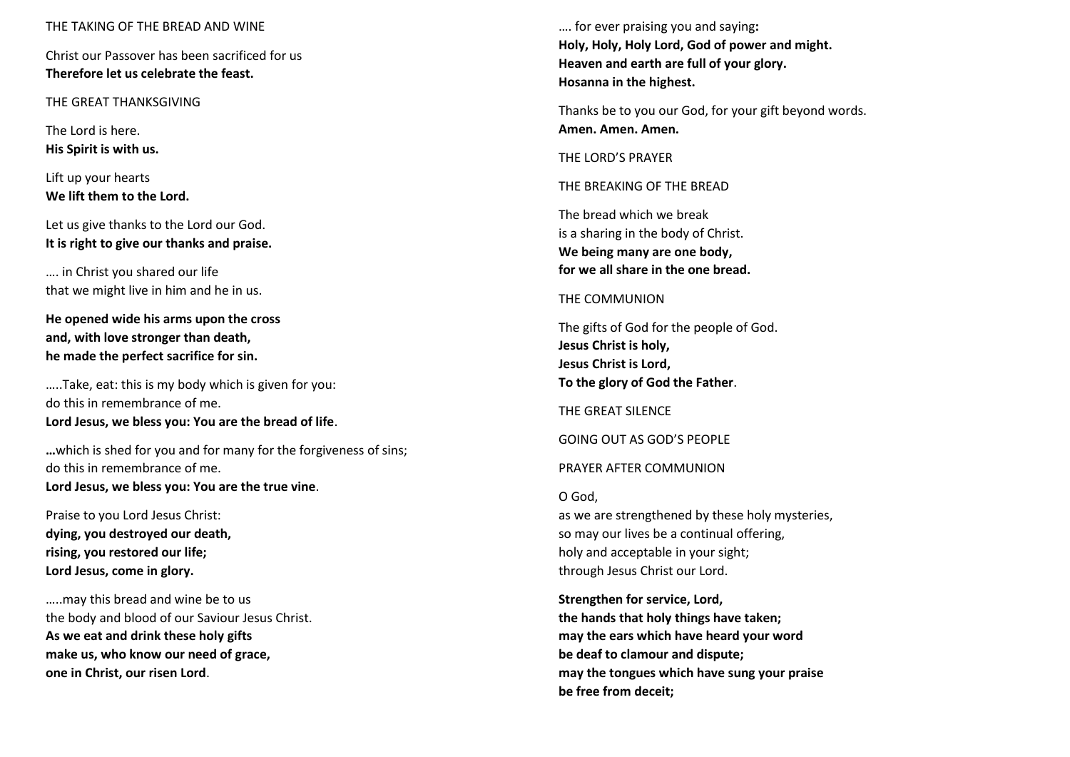THE TAKING OF THE BREAD AND WINE

Christ our Passover has been sacrificed for us
**Therefore let us celebrate the feast.**

THE GREAT THANKSGIVING

The Lord is here.
**His Spirit is with us.**

Lift up your hearts
**We lift them to the Lord.**

Let us give thanks to the Lord our God.
**It is right to give our thanks and praise.**

…. in Christ you shared our life
that we might live in him and he in us.

**He opened wide his arms upon the cross
and, with love stronger than death,
he made the perfect sacrifice for sin.**

…..Take, eat: this is my body which is given for you:
do this in remembrance of me.
**Lord Jesus, we bless you: You are the bread of life**.

**…**which is shed for you and for many for the forgiveness of sins;
do this in remembrance of me.
**Lord Jesus, we bless you: You are the true vine**.

Praise to you Lord Jesus Christ:
**dying, you destroyed our death,
rising, you restored our life;
Lord Jesus, come in glory.**

…..may this bread and wine be to us
the body and blood of our Saviour Jesus Christ.
**As we eat and drink these holy gifts
make us, who know our need of grace,
one in Christ, our risen Lord**.

…. for ever praising you and saying**:**
**Holy, Holy, Holy Lord, God of power and might.
Heaven and earth are full of your glory.
Hosanna in the highest.**

Thanks be to you our God, for your gift beyond words.
**Amen. Amen. Amen.**

THE LORD'S PRAYER

THE BREAKING OF THE BREAD

The bread which we break
is a sharing in the body of Christ.
**We being many are one body,
for we all share in the one bread.**

THE COMMUNION

The gifts of God for the people of God.
**Jesus Christ is holy,
Jesus Christ is Lord,
To the glory of God the Father**.

THE GREAT SILENCE

GOING OUT AS GOD'S PEOPLE

PRAYER AFTER COMMUNION

O God,
as we are strengthened by these holy mysteries,
so may our lives be a continual offering,
holy and acceptable in your sight;
through Jesus Christ our Lord.

**Strengthen for service, Lord,
the hands that holy things have taken;
may the ears which have heard your word
be deaf to clamour and dispute;
may the tongues which have sung your praise
be free from deceit;**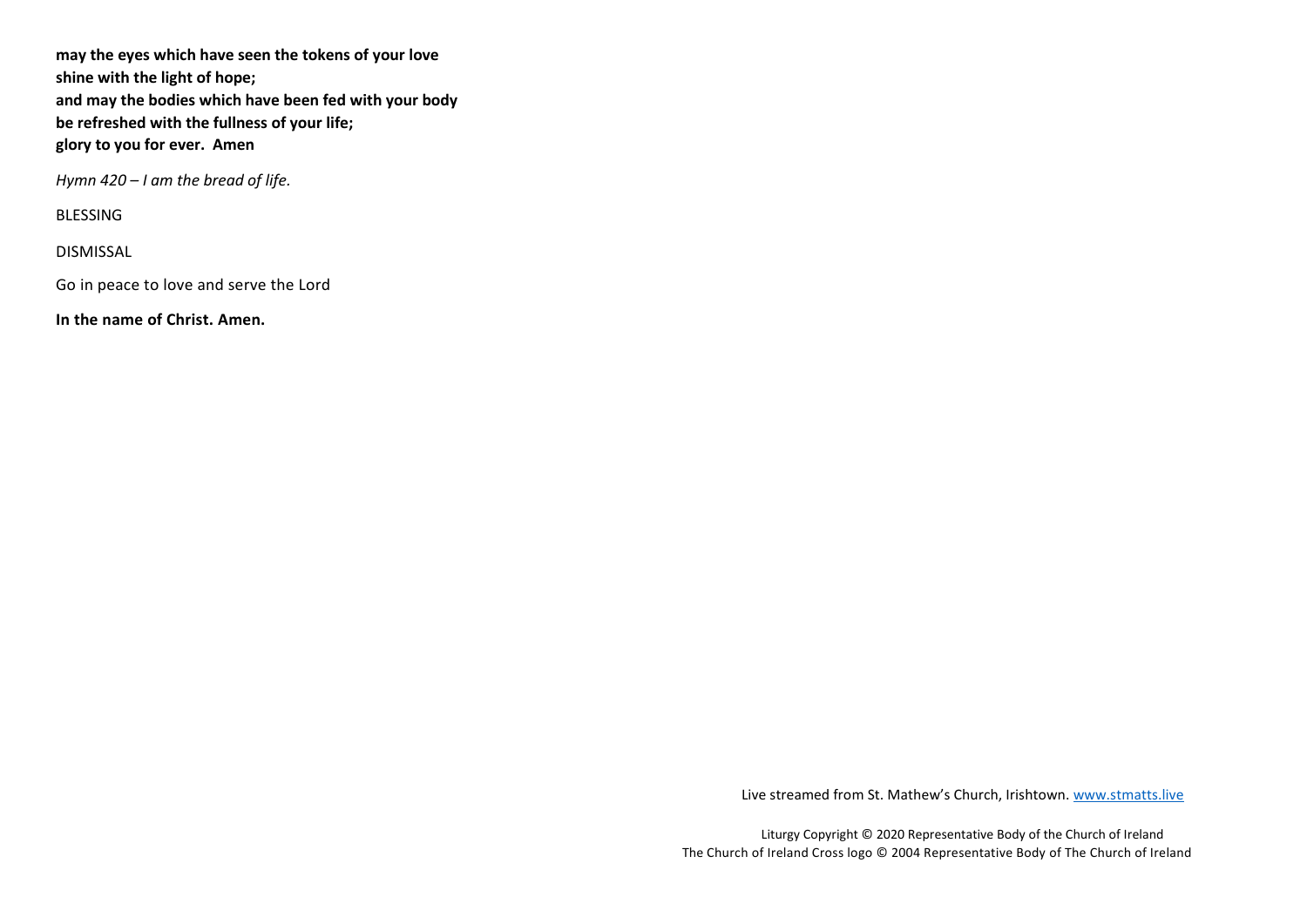**may the eyes which have seen the tokens of your love**
**shine with the light of hope;**
**and may the bodies which have been fed with your body**
**be refreshed with the fullness of your life;**
**glory to you for ever. Amen**

*Hymn 420 – I am the bread of life.*

BLESSING

DISMISSAL

Go in peace to love and serve the Lord

**In the name of Christ. Amen.**

Live streamed from St. Mathew's Church, Irishtown. [www.stmatts.live](www.stmatts.live)

Liturgy Copyright © 2020 Representative Body of the Church of Ireland
The Church of Ireland Cross logo © 2004 Representative Body of The Church of Ireland